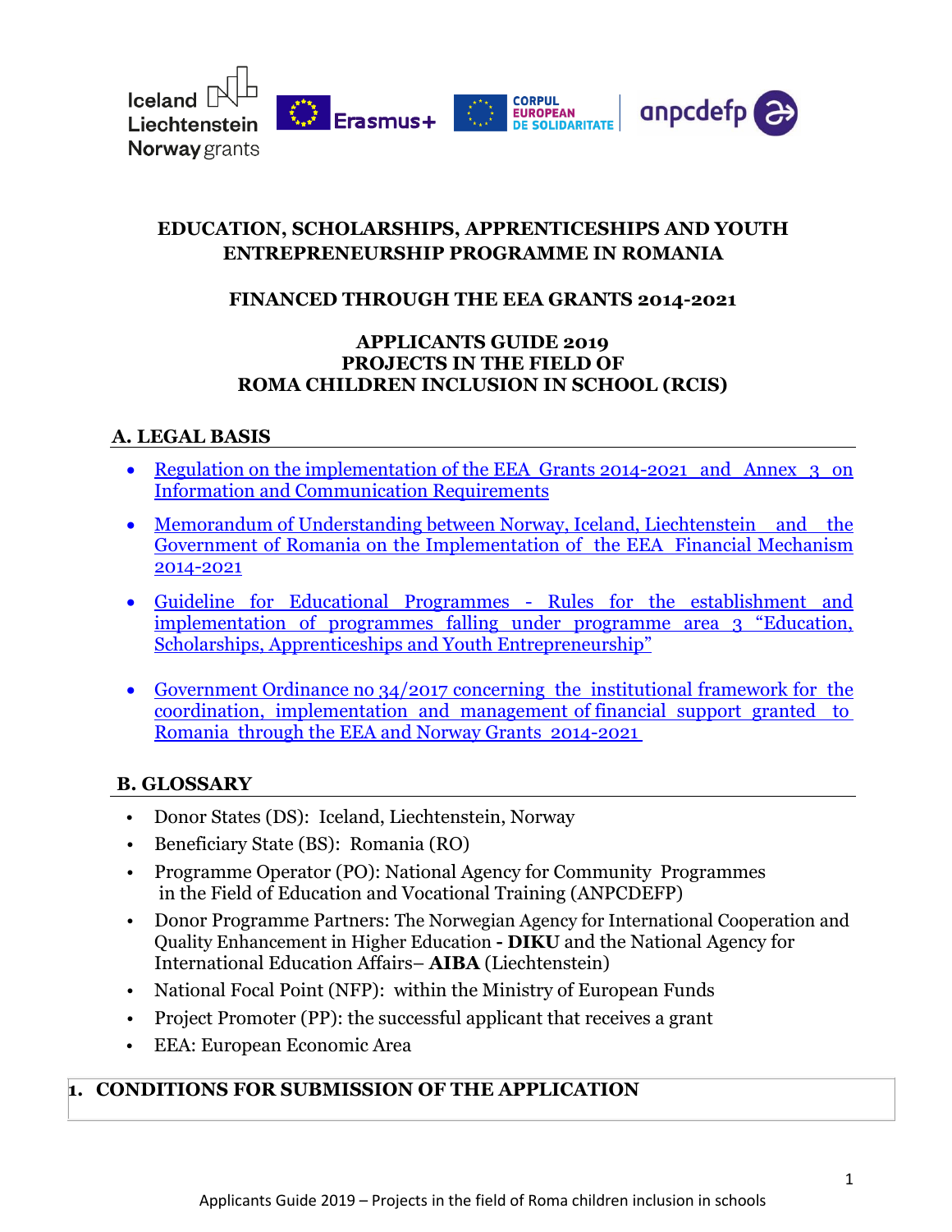**EDUCATION, SCHOLARSHIPS, APPRENTICESHIPS AND YOUTH ENTREPRENEURSHIP PROGRAMME IN ROMANIA**

**FINANCED THROUGH THE EEA GRANTS 2014-2021**

**APPLICANTS GUIDE 2019**
**PROJECTS IN THE FIELD OF**
**ROMA CHILDREN INCLUSION IN SCHOOL (RCIS)**

## A. LEGAL BASIS

- Regulation on the implementation of the EEA Grants 2014-2021 and Annex 3 on Information and Communication Requirements
- Memorandum of Understanding between Norway, Iceland, Liechtenstein and the Government of Romania on the Implementation of the EEA Financial Mechanism 2014-2021
- Guideline for Educational Programmes - Rules for the establishment and implementation of programmes falling under programme area 3 "Education, Scholarships, Apprenticeships and Youth Entrepreneurship"
- Government Ordinance no 34/2017 concerning the institutional framework for the coordination, implementation and management of financial support granted to Romania through the EEA and Norway Grants 2014-2021

## B. GLOSSARY

- Donor States (DS): Iceland, Liechtenstein, Norway
- Beneficiary State (BS): Romania (RO)
- Programme Operator (PO): National Agency for Community Programmes in the Field of Education and Vocational Training (ANPCDEFP)
- Donor Programme Partners: The Norwegian Agency for International Cooperation and Quality Enhancement in Higher Education **- DIKU** and the National Agency for International Education Affairs– **AIBA** (Liechtenstein)
- National Focal Point (NFP): within the Ministry of European Funds
- Project Promoter (PP): the successful applicant that receives a grant
- EEA: European Economic Area

## 1. CONDITIONS FOR SUBMISSION OF THE APPLICATION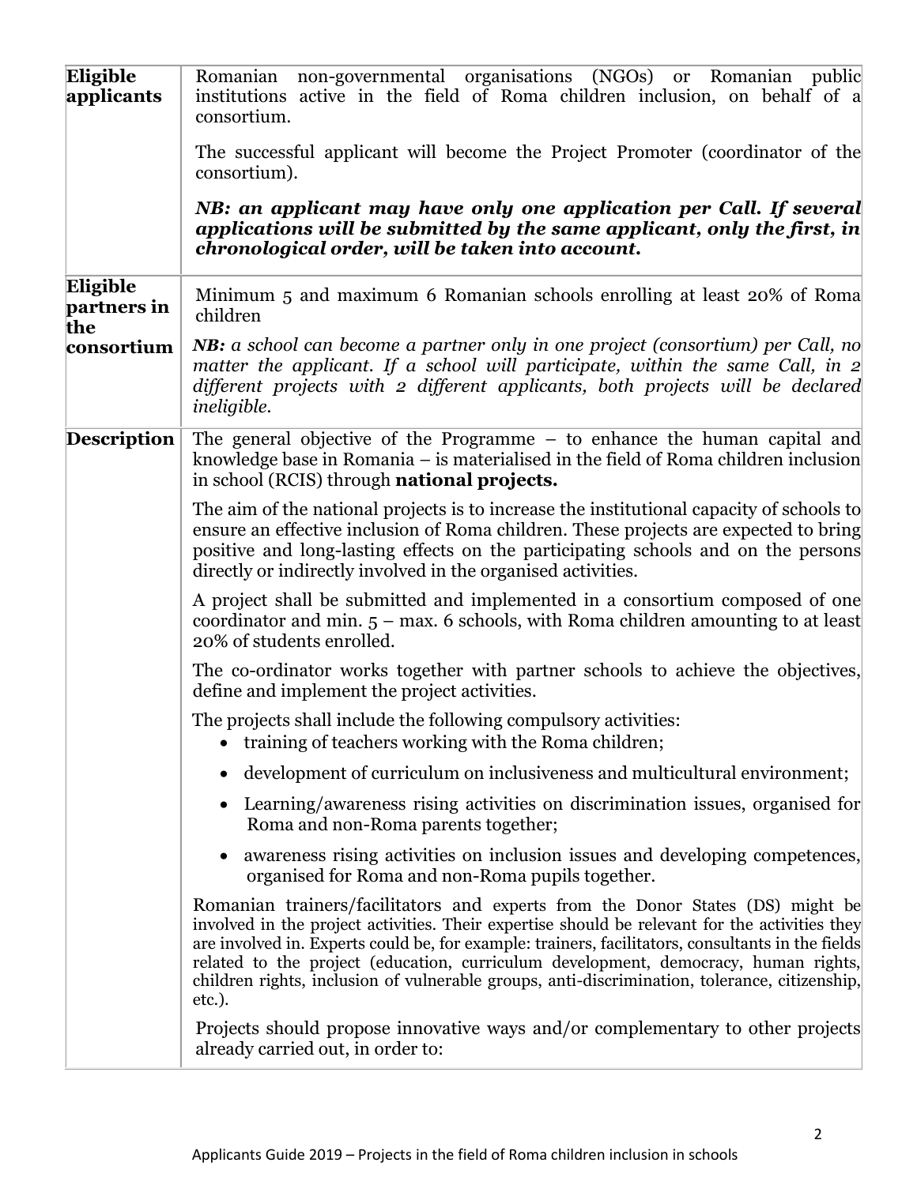| | |
|---|---|
| **Eligible applicants** | Romanian non-governmental organisations (NGOs) or Romanian public institutions active in the field of Roma children inclusion, on behalf of a consortium.<br><br>The successful applicant will become the Project Promoter (coordinator of the consortium).<br><br>***NB: an applicant may have only one application per Call. If several applications will be submitted by the same applicant, only the first, in chronological order, will be taken into account.*** |
| **Eligible partners in the consortium** | Minimum 5 and maximum 6 Romanian schools enrolling at least 20% of Roma children<br><br>***NB:*** *a school can become a partner only in one project (consortium) per Call, no matter the applicant. If a school will participate, within the same Call, in 2 different projects with 2 different applicants, both projects will be declared ineligible.* |
| **Description** | The general objective of the Programme – to enhance the human capital and knowledge base in Romania – is materialised in the field of Roma children inclusion in school (RCIS) through **national projects.**<br><br>The aim of the national projects is to increase the institutional capacity of schools to ensure an effective inclusion of Roma children. These projects are expected to bring positive and long-lasting effects on the participating schools and on the persons directly or indirectly involved in the organised activities.<br><br>A project shall be submitted and implemented in a consortium composed of one coordinator and min. 5 – max. 6 schools, with Roma children amounting to at least 20% of students enrolled.<br><br>The co-ordinator works together with partner schools to achieve the objectives, define and implement the project activities.<br><br>The projects shall include the following compulsory activities:<br>• training of teachers working with the Roma children;<br>• development of curriculum on inclusiveness and multicultural environment;<br>• Learning/awareness rising activities on discrimination issues, organised for Roma and non-Roma parents together;<br>• awareness rising activities on inclusion issues and developing competences, organised for Roma and non-Roma pupils together.<br><br>Romanian trainers/facilitators and experts from the Donor States (DS) might be involved in the project activities. Their expertise should be relevant for the activities they are involved in. Experts could be, for example: trainers, facilitators, consultants in the fields related to the project (education, curriculum development, democracy, human rights, children rights, inclusion of vulnerable groups, anti-discrimination, tolerance, citizenship, etc.).<br><br>Projects should propose innovative ways and/or complementary to other projects already carried out, in order to: |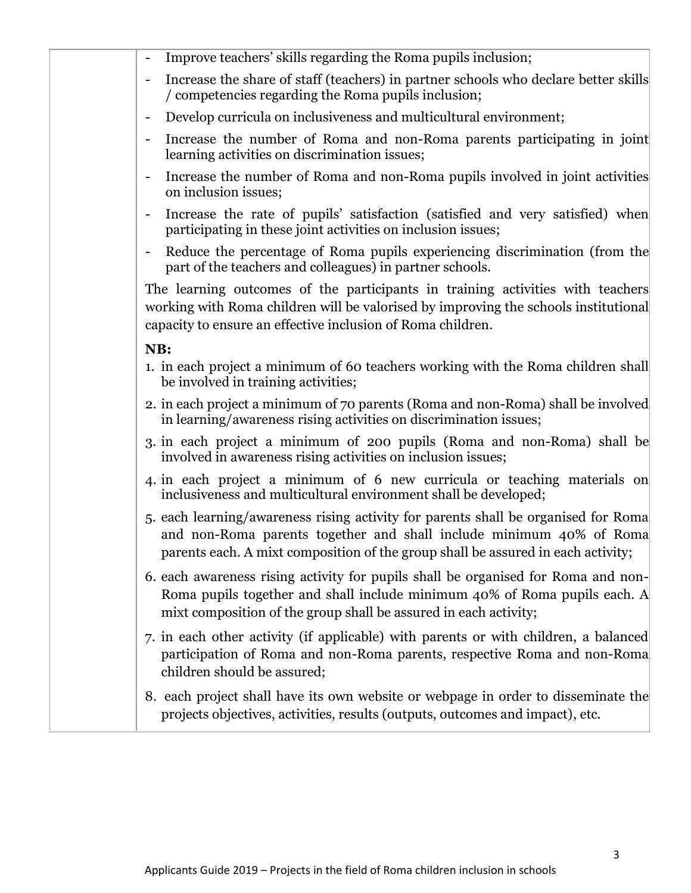- Improve teachers' skills regarding the Roma pupils inclusion;
- Increase the share of staff (teachers) in partner schools who declare better skills / competencies regarding the Roma pupils inclusion;
- Develop curricula on inclusiveness and multicultural environment;
- Increase the number of Roma and non-Roma parents participating in joint learning activities on discrimination issues;
- Increase the number of Roma and non-Roma pupils involved in joint activities on inclusion issues;
- Increase the rate of pupils' satisfaction (satisfied and very satisfied) when participating in these joint activities on inclusion issues;
- Reduce the percentage of Roma pupils experiencing discrimination (from the part of the teachers and colleagues) in partner schools.

The learning outcomes of the participants in training activities with teachers working with Roma children will be valorised by improving the schools institutional capacity to ensure an effective inclusion of Roma children.

**NB:**

1. in each project a minimum of 60 teachers working with the Roma children shall be involved in training activities;
2. in each project a minimum of 70 parents (Roma and non-Roma) shall be involved in learning/awareness rising activities on discrimination issues;
3. in each project a minimum of 200 pupils (Roma and non-Roma) shall be involved in awareness rising activities on inclusion issues;
4. in each project a minimum of 6 new curricula or teaching materials on inclusiveness and multicultural environment shall be developed;
5. each learning/awareness rising activity for parents shall be organised for Roma and non-Roma parents together and shall include minimum 40% of Roma parents each. A mixt composition of the group shall be assured in each activity;
6. each awareness rising activity for pupils shall be organised for Roma and non-Roma pupils together and shall include minimum 40% of Roma pupils each. A mixt composition of the group shall be assured in each activity;
7. in each other activity (if applicable) with parents or with children, a balanced participation of Roma and non-Roma parents, respective Roma and non-Roma children should be assured;
8. each project shall have its own website or webpage in order to disseminate the projects objectives, activities, results (outputs, outcomes and impact), etc.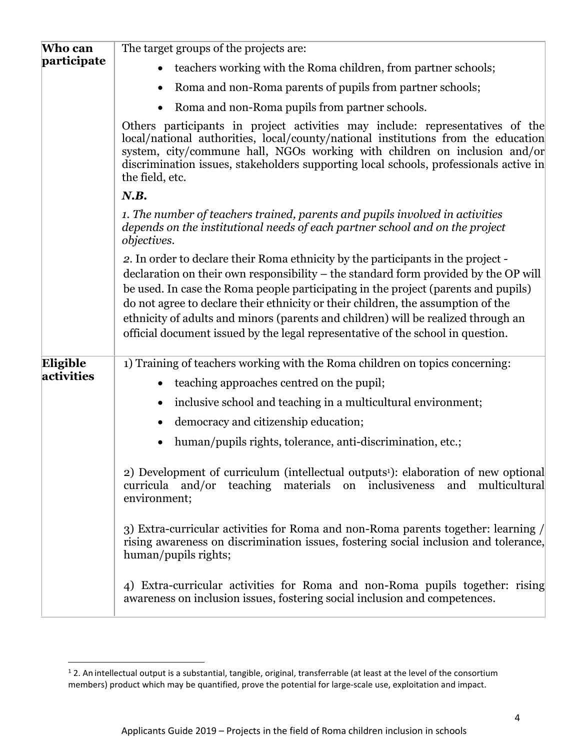| | |
|---|---|
| **Who can participate** | The target groups of the projects are:<br>• teachers working with the Roma children, from partner schools;<br>• Roma and non-Roma parents of pupils from partner schools;<br>• Roma and non-Roma pupils from partner schools.<br><br>Others participants in project activities may include: representatives of the local/national authorities, local/county/national institutions from the education system, city/commune hall, NGOs working with children on inclusion and/or discrimination issues, stakeholders supporting local schools, professionals active in the field, etc.<br><br>***N.B.***<br><br>*1. The number of teachers trained, parents and pupils involved in activities depends on the institutional needs of each partner school and on the project objectives.*<br><br>2. In order to declare their Roma ethnicity by the participants in the project - declaration on their own responsibility – the standard form provided by the OP will be used. In case the Roma people participating in the project (parents and pupils) do not agree to declare their ethnicity or their children, the assumption of the ethnicity of adults and minors (parents and children) will be realized through an official document issued by the legal representative of the school in question. |
| **Eligible activities** | 1) Training of teachers working with the Roma children on topics concerning:<br>• teaching approaches centred on the pupil;<br>• inclusive school and teaching in a multicultural environment;<br>• democracy and citizenship education;<br>• human/pupils rights, tolerance, anti-discrimination, etc.;<br><br>2) Development of curriculum (intellectual outputs[1]): elaboration of new optional curricula and/or teaching materials on inclusiveness and multicultural environment;<br><br>3) Extra-curricular activities for Roma and non-Roma parents together: learning / rising awareness on discrimination issues, fostering social inclusion and tolerance, human/pupils rights;<br><br>4) Extra-curricular activities for Roma and non-Roma pupils together: rising awareness on inclusion issues, fostering social inclusion and competences. |

[1] 2. An intellectual output is a substantial, tangible, original, transferrable (at least at the level of the consortium members) product which may be quantified, prove the potential for large-scale use, exploitation and impact.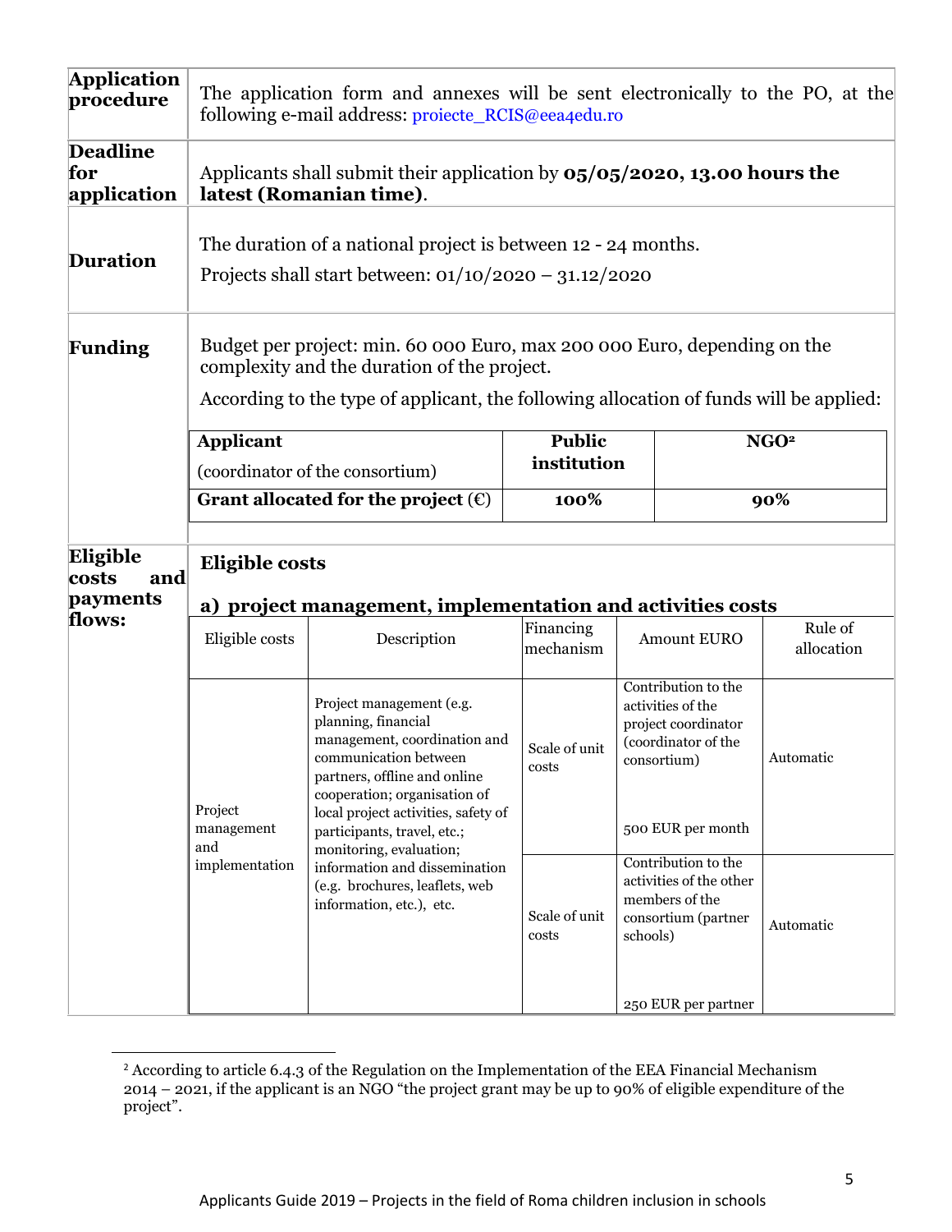| | |
|---|---|
| **Application procedure** | The application form and annexes will be sent electronically to the PO, at the following e-mail address: proiecte_RCIS@eea4edu.ro |
| **Deadline for application** | Applicants shall submit their application by **05/05/2020, 13.00 hours the latest (Romanian time)**. |
| **Duration** | The duration of a national project is between 12 - 24 months. Projects shall start between: 01/10/2020 – 31.12/2020 |
| **Funding** | Budget per project: min. 60 000 Euro, max 200 000 Euro, depending on the complexity and the duration of the project. According to the type of applicant, the following allocation of funds will be applied: |

| **Applicant** (coordinator of the consortium) | **Public institution** | **NGO[2]** |
|---|---|---|
| **Grant allocated for the project (€)** | **100%** | **90%** |

**Eligible costs and payments flows:**

**Eligible costs**

**a) project management, implementation and activities costs**

| Eligible costs | Description | Financing mechanism | Amount EURO | Rule of allocation |
|---|---|---|---|---|
| Project management and implementation | Project management (e.g. planning, financial management, coordination and communication between partners, offline and online cooperation; organisation of local project activities, safety of participants, travel, etc.; monitoring, evaluation; information and dissemination (e.g. brochures, leaflets, web information, etc.), etc. | Scale of unit costs | Contribution to the activities of the project coordinator (coordinator of the consortium) 500 EUR per month | Automatic |
| | | Scale of unit costs | Contribution to the activities of the other members of the consortium (partner schools) 250 EUR per partner | Automatic |

[2] According to article 6.4.3 of the Regulation on the Implementation of the EEA Financial Mechanism 2014 – 2021, if the applicant is an NGO "the project grant may be up to 90% of eligible expenditure of the project".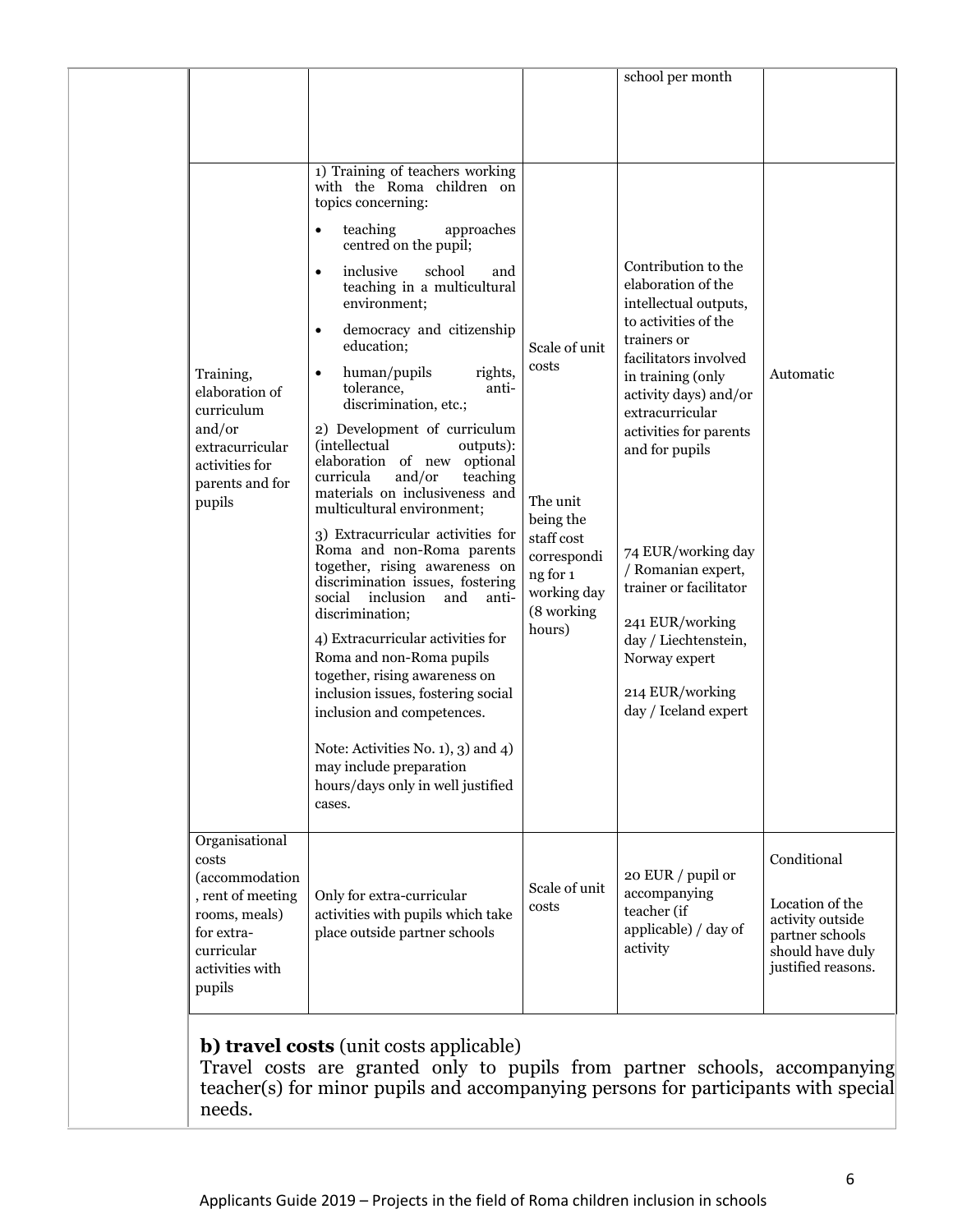| | | | | |
|---|---|---|---|---|
| | | | school per month | |
| Training, elaboration of curriculum and/or extracurricular activities for parents and for pupils | 1) Training of teachers working with the Roma children on topics concerning:<br>• teaching approaches centred on the pupil;<br>• inclusive school and teaching in a multicultural environment;<br>• democracy and citizenship education;<br>• human/pupils rights, tolerance, anti-discrimination, etc.;<br>2) Development of curriculum (intellectual outputs): elaboration of new optional curricula and/or teaching materials on inclusiveness and multicultural environment;<br>3) Extracurricular activities for Roma and non-Roma parents together, rising awareness on discrimination issues, fostering social inclusion and anti-discrimination;<br>4) Extracurricular activities for Roma and non-Roma pupils together, rising awareness on inclusion issues, fostering social inclusion and competences.<br><br>Note: Activities No. 1), 3) and 4) may include preparation hours/days only in well justified cases. | Scale of unit costs<br><br>The unit being the staff cost corresponding for 1 working day (8 working hours) | Contribution to the elaboration of the intellectual outputs, to activities of the trainers or facilitators involved in training (only activity days) and/or extracurricular activities for parents and for pupils<br><br>74 EUR/working day / Romanian expert, trainer or facilitator<br><br>241 EUR/working day / Liechtenstein, Norway expert<br><br>214 EUR/working day / Iceland expert | Automatic |
| Organisational costs (accommodation, rent of meeting rooms, meals) for extra-curricular activities with pupils | Only for extra-curricular activities with pupils which take place outside partner schools | Scale of unit costs | 20 EUR / pupil or accompanying teacher (if applicable) / day of activity | Conditional<br><br>Location of the activity outside partner schools should have duly justified reasons. |

**b) travel costs** (unit costs applicable)

Travel costs are granted only to pupils from partner schools, accompanying teacher(s) for minor pupils and accompanying persons for participants with special needs.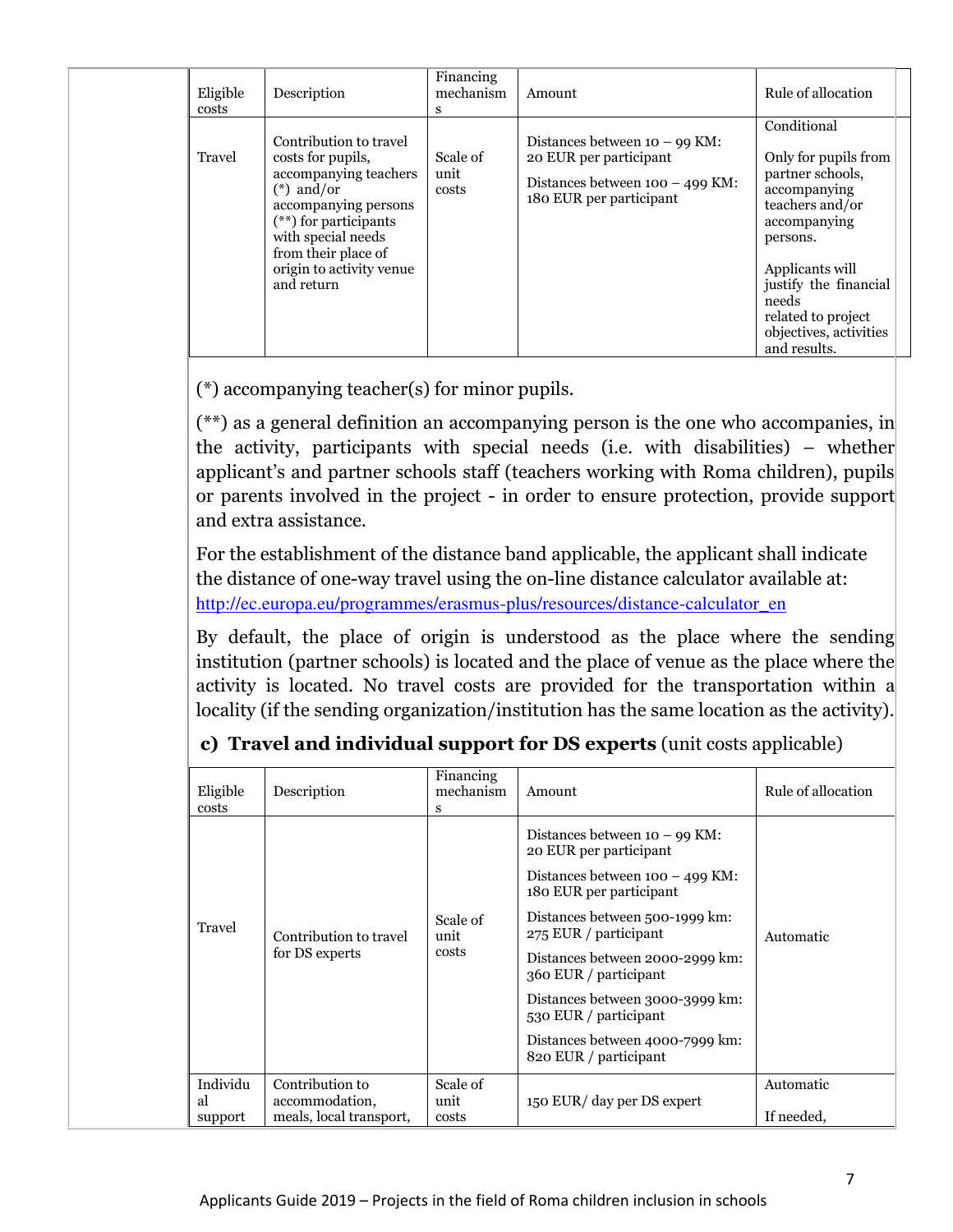| Eligible costs | Description | Financing mechanisms | Amount | Rule of allocation |
| --- | --- | --- | --- | --- |
| Travel | Contribution to travel costs for pupils, accompanying teachers (*) and/or accompanying persons (**) for participants with special needs from their place of origin to activity venue and return | Scale of unit costs | Distances between 10 – 99 KM: 20 EUR per participant<br><br>Distances between 100 – 499 KM: 180 EUR per participant | Conditional<br><br>Only for pupils from partner schools, accompanying teachers and/or accompanying persons.<br><br>Applicants will justify the financial needs related to project objectives, activities and results. |

(*) accompanying teacher(s) for minor pupils.

(**) as a general definition an accompanying person is the one who accompanies, in the activity, participants with special needs (i.e. with disabilities) – whether applicant's and partner schools staff (teachers working with Roma children), pupils or parents involved in the project - in order to ensure protection, provide support and extra assistance.

For the establishment of the distance band applicable, the applicant shall indicate the distance of one-way travel using the on-line distance calculator available at: http://ec.europa.eu/programmes/erasmus-plus/resources/distance-calculator_en

By default, the place of origin is understood as the place where the sending institution (partner schools) is located and the place of venue as the place where the activity is located. No travel costs are provided for the transportation within a locality (if the sending organization/institution has the same location as the activity).

**c) Travel and individual support for DS experts** (unit costs applicable)

| Eligible costs | Description | Financing mechanisms | Amount | Rule of allocation |
| --- | --- | --- | --- | --- |
| Travel | Contribution to travel for DS experts | Scale of unit costs | Distances between 10 – 99 KM: 20 EUR per participant<br><br>Distances between 100 – 499 KM: 180 EUR per participant<br><br>Distances between 500-1999 km: 275 EUR / participant<br><br>Distances between 2000-2999 km: 360 EUR / participant<br><br>Distances between 3000-3999 km: 530 EUR / participant<br><br>Distances between 4000-7999 km: 820 EUR / participant | Automatic |
| Individual support | Contribution to accommodation, meals, local transport, | Scale of unit costs | 150 EUR/ day per DS expert | Automatic<br><br>If needed, |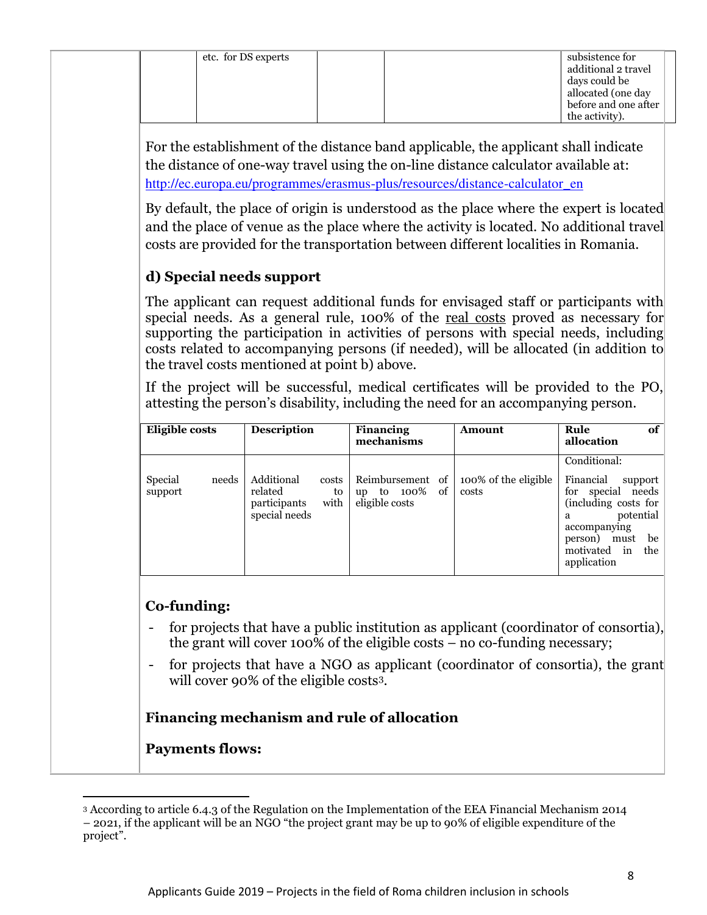| | etc. for DS experts | | | subsistence for additional 2 travel days could be allocated (one day before and one after the activity). |
|---|---|---|---|---|

For the establishment of the distance band applicable, the applicant shall indicate the distance of one-way travel using the on-line distance calculator available at: http://ec.europa.eu/programmes/erasmus-plus/resources/distance-calculator_en

By default, the place of origin is understood as the place where the expert is located and the place of venue as the place where the activity is located. No additional travel costs are provided for the transportation between different localities in Romania.

### d) Special needs support

The applicant can request additional funds for envisaged staff or participants with special needs. As a general rule, 100% of the real costs proved as necessary for supporting the participation in activities of persons with special needs, including costs related to accompanying persons (if needed), will be allocated (in addition to the travel costs mentioned at point b) above.

If the project will be successful, medical certificates will be provided to the PO, attesting the person's disability, including the need for an accompanying person.

| Eligible costs | Description | Financing mechanisms | Amount | Rule of allocation |
|---|---|---|---|---|
| Special needs support | Additional costs related to participants with special needs | Reimbursement of up to 100% of eligible costs | 100% of the eligible costs | Conditional: Financial support for special needs (including costs for a potential accompanying person) must be motivated in the application |

### Co-funding:

- for projects that have a public institution as applicant (coordinator of consortia), the grant will cover 100% of the eligible costs – no co-funding necessary;
- for projects that have a NGO as applicant (coordinator of consortia), the grant will cover 90% of the eligible costs[3].

### Financing mechanism and rule of allocation

**Payments flows:**

[3] According to article 6.4.3 of the Regulation on the Implementation of the EEA Financial Mechanism 2014 – 2021, if the applicant will be an NGO "the project grant may be up to 90% of eligible expenditure of the project".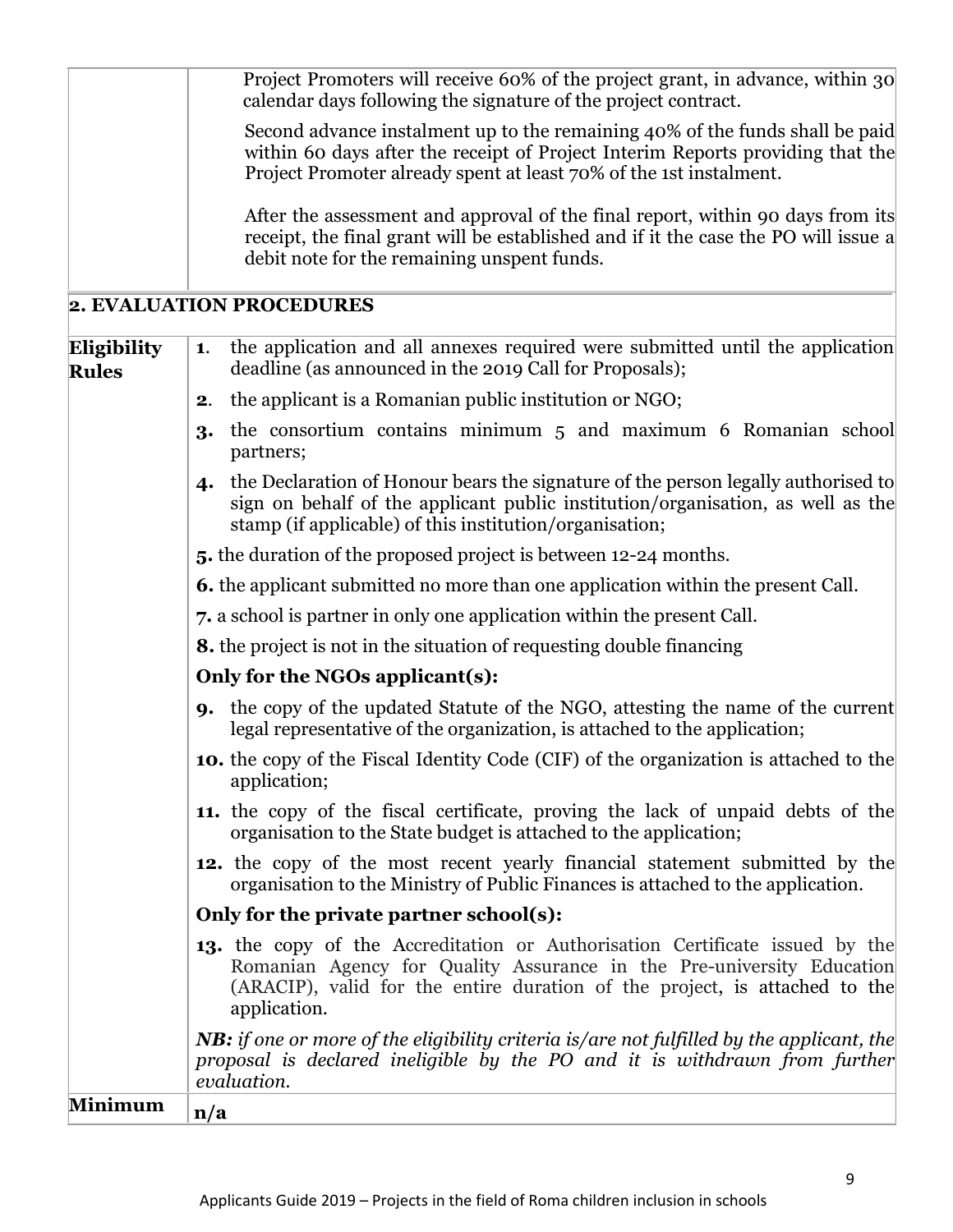| | |
|---|---|
| | Project Promoters will receive 60% of the project grant, in advance, within 30 calendar days following the signature of the project contract.<br><br>Second advance instalment up to the remaining 40% of the funds shall be paid within 60 days after the receipt of Project Interim Reports providing that the Project Promoter already spent at least 70% of the 1st instalment.<br><br>After the assessment and approval of the final report, within 90 days from its receipt, the final grant will be established and if it the case the PO will issue a debit note for the remaining unspent funds. |
| **2. EVALUATION PROCEDURES** | |
| **Eligibility Rules** | **1**. the application and all annexes required were submitted until the application deadline (as announced in the 2019 Call for Proposals);<br>**2**. the applicant is a Romanian public institution or NGO;<br>**3.** the consortium contains minimum 5 and maximum 6 Romanian school partners;<br>**4.** the Declaration of Honour bears the signature of the person legally authorised to sign on behalf of the applicant public institution/organisation, as well as the stamp (if applicable) of this institution/organisation;<br>**5.** the duration of the proposed project is between 12-24 months.<br>**6.** the applicant submitted no more than one application within the present Call.<br>**7.** a school is partner in only one application within the present Call.<br>**8.** the project is not in the situation of requesting double financing<br>**Only for the NGOs applicant(s):**<br>**9.** the copy of the updated Statute of the NGO, attesting the name of the current legal representative of the organization, is attached to the application;<br>**10.** the copy of the Fiscal Identity Code (CIF) of the organization is attached to the application;<br>**11.** the copy of the fiscal certificate, proving the lack of unpaid debts of the organisation to the State budget is attached to the application;<br>**12.** the copy of the most recent yearly financial statement submitted by the organisation to the Ministry of Public Finances is attached to the application.<br>**Only for the private partner school(s):**<br>**13.** the copy of the Accreditation or Authorisation Certificate issued by the Romanian Agency for Quality Assurance in the Pre-university Education (ARACIP), valid for the entire duration of the project, is attached to the application.<br>***NB:*** *if one or more of the eligibility criteria is/are not fulfilled by the applicant, the proposal is declared ineligible by the PO and it is withdrawn from further evaluation.* |
| **Minimum** | **n/a** |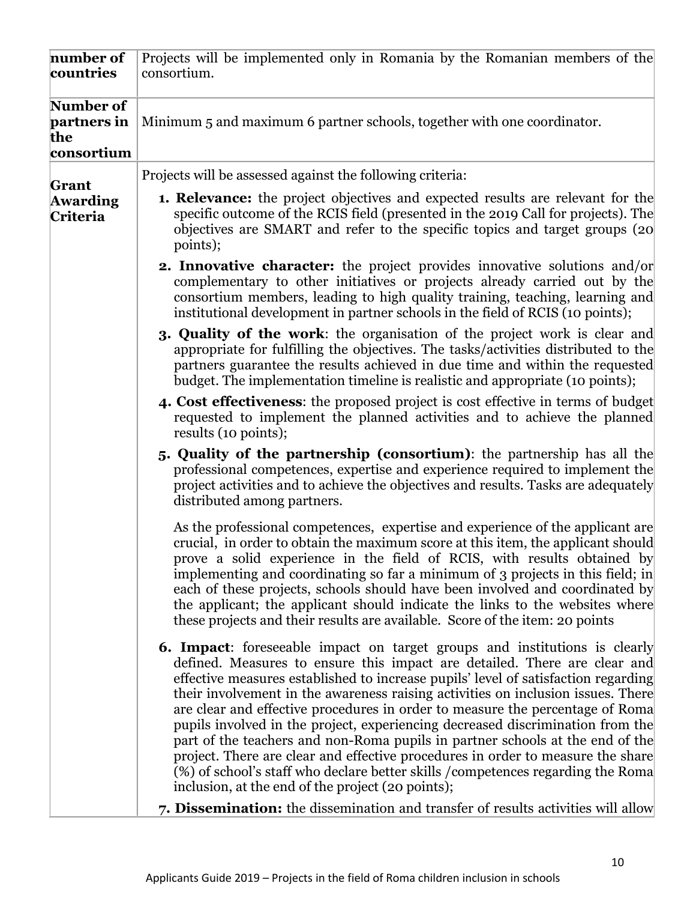| number of countries | Projects will be implemented only in Romania by the Romanian members of the consortium. |
|---|---|
| **Number of partners in the consortium** | Minimum 5 and maximum 6 partner schools, together with one coordinator. |
| **Grant Awarding Criteria** | Projects will be assessed against the following criteria:<br><br>**1. Relevance:** the project objectives and expected results are relevant for the specific outcome of the RCIS field (presented in the 2019 Call for projects). The objectives are SMART and refer to the specific topics and target groups (20 points);<br><br>**2. Innovative character:** the project provides innovative solutions and/or complementary to other initiatives or projects already carried out by the consortium members, leading to high quality training, teaching, learning and institutional development in partner schools in the field of RCIS (10 points);<br><br>**3. Quality of the work**: the organisation of the project work is clear and appropriate for fulfilling the objectives. The tasks/activities distributed to the partners guarantee the results achieved in due time and within the requested budget. The implementation timeline is realistic and appropriate (10 points);<br><br>**4. Cost effectiveness**: the proposed project is cost effective in terms of budget requested to implement the planned activities and to achieve the planned results (10 points);<br><br>**5. Quality of the partnership (consortium)**: the partnership has all the professional competences, expertise and experience required to implement the project activities and to achieve the objectives and results. Tasks are adequately distributed among partners.<br><br>As the professional competences, expertise and experience of the applicant are crucial, in order to obtain the maximum score at this item, the applicant should prove a solid experience in the field of RCIS, with results obtained by implementing and coordinating so far a minimum of 3 projects in this field; in each of these projects, schools should have been involved and coordinated by the applicant; the applicant should indicate the links to the websites where these projects and their results are available. Score of the item: 20 points<br><br>**6. Impact**: foreseeable impact on target groups and institutions is clearly defined. Measures to ensure this impact are detailed. There are clear and effective measures established to increase pupils' level of satisfaction regarding their involvement in the awareness raising activities on inclusion issues. There are clear and effective procedures in order to measure the percentage of Roma pupils involved in the project, experiencing decreased discrimination from the part of the teachers and non-Roma pupils in partner schools at the end of the project. There are clear and effective procedures in order to measure the share (%) of school's staff who declare better skills /competences regarding the Roma inclusion, at the end of the project (20 points);<br><br>**7. Dissemination:** the dissemination and transfer of results activities will allow |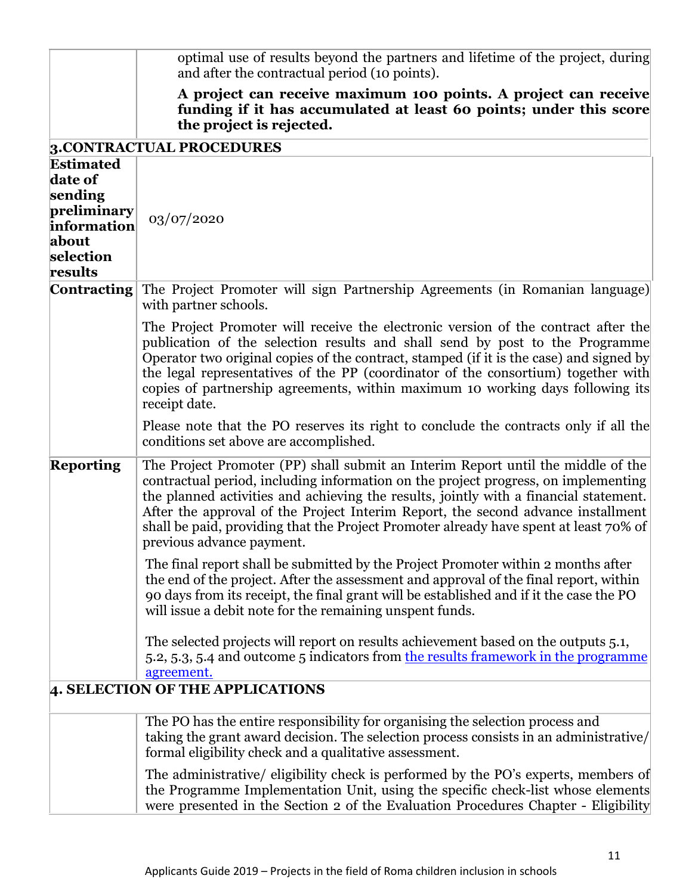| | |
|---|---|
| | optimal use of results beyond the partners and lifetime of the project, during and after the contractual period (10 points).<br><br>**A project can receive maximum 100 points. A project can receive funding if it has accumulated at least 60 points; under this score the project is rejected.** |

**3.CONTRACTUAL PROCEDURES**

| | |
|---|---|
| **Estimated date of sending preliminary information about selection results** | 03/07/2020 |
| **Contracting** | The Project Promoter will sign Partnership Agreements (in Romanian language) with partner schools.<br><br>The Project Promoter will receive the electronic version of the contract after the publication of the selection results and shall send by post to the Programme Operator two original copies of the contract, stamped (if it is the case) and signed by the legal representatives of the PP (coordinator of the consortium) together with copies of partnership agreements, within maximum 10 working days following its receipt date.<br><br>Please note that the PO reserves its right to conclude the contracts only if all the conditions set above are accomplished. |
| **Reporting** | The Project Promoter (PP) shall submit an Interim Report until the middle of the contractual period, including information on the project progress, on implementing the planned activities and achieving the results, jointly with a financial statement. After the approval of the Project Interim Report, the second advance installment shall be paid, providing that the Project Promoter already have spent at least 70% of previous advance payment.<br><br>The final report shall be submitted by the Project Promoter within 2 months after the end of the project. After the assessment and approval of the final report, within 90 days from its receipt, the final grant will be established and if it the case the PO will issue a debit note for the remaining unspent funds.<br><br>The selected projects will report on results achievement based on the outputs 5.1, 5.2, 5.3, 5.4 and outcome 5 indicators from [the results framework in the programme agreement.]() |

**4. SELECTION OF THE APPLICATIONS**

| | |
|---|---|
| | The PO has the entire responsibility for organising the selection process and taking the grant award decision. The selection process consists in an administrative/ formal eligibility check and a qualitative assessment.<br><br>The administrative/ eligibility check is performed by the PO's experts, members of the Programme Implementation Unit, using the specific check-list whose elements were presented in the Section 2 of the Evaluation Procedures Chapter - Eligibility |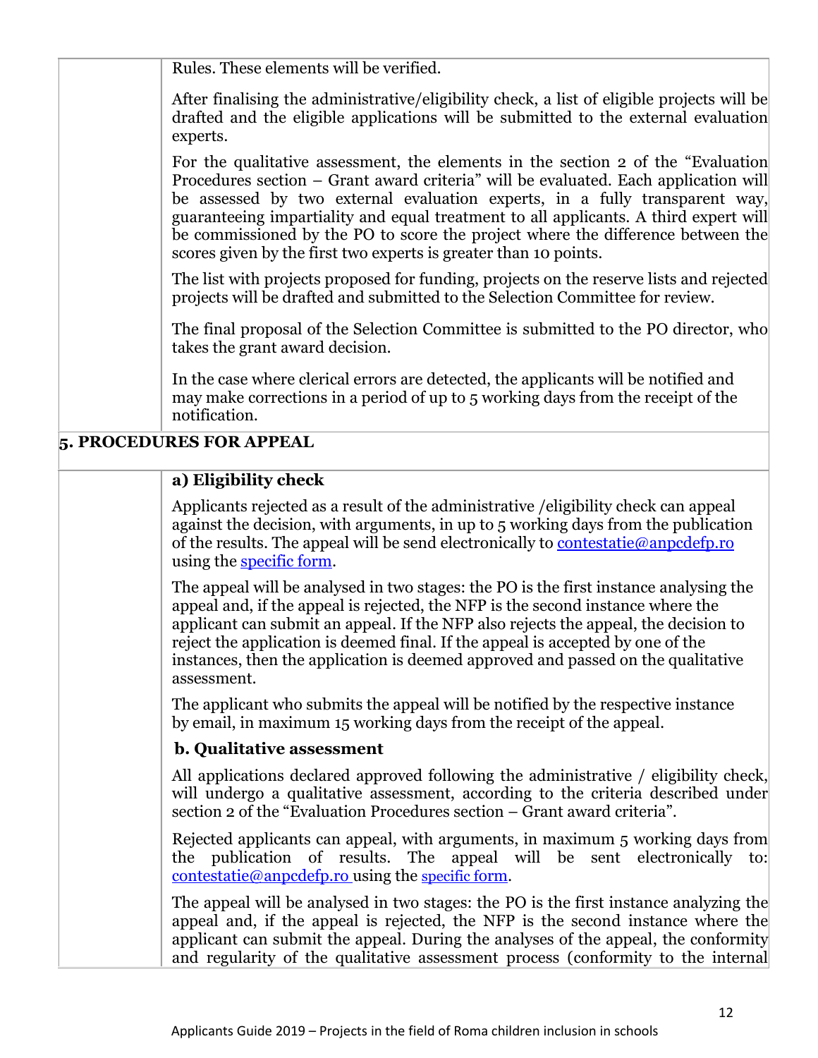Rules. These elements will be verified.

After finalising the administrative/eligibility check, a list of eligible projects will be drafted and the eligible applications will be submitted to the external evaluation experts.

For the qualitative assessment, the elements in the section 2 of the "Evaluation Procedures section – Grant award criteria" will be evaluated. Each application will be assessed by two external evaluation experts, in a fully transparent way, guaranteeing impartiality and equal treatment to all applicants. A third expert will be commissioned by the PO to score the project where the difference between the scores given by the first two experts is greater than 10 points.

The list with projects proposed for funding, projects on the reserve lists and rejected projects will be drafted and submitted to the Selection Committee for review.

The final proposal of the Selection Committee is submitted to the PO director, who takes the grant award decision.

In the case where clerical errors are detected, the applicants will be notified and may make corrections in a period of up to 5 working days from the receipt of the notification.

## 5. PROCEDURES FOR APPEAL

**a) Eligibility check**

Applicants rejected as a result of the administrative /eligibility check can appeal against the decision, with arguments, in up to 5 working days from the publication of the results. The appeal will be send electronically to contestatie@anpcdefp.ro using the specific form.

The appeal will be analysed in two stages: the PO is the first instance analysing the appeal and, if the appeal is rejected, the NFP is the second instance where the applicant can submit an appeal. If the NFP also rejects the appeal, the decision to reject the application is deemed final. If the appeal is accepted by one of the instances, then the application is deemed approved and passed on the qualitative assessment.

The applicant who submits the appeal will be notified by the respective instance by email, in maximum 15 working days from the receipt of the appeal.

**b. Qualitative assessment**

All applications declared approved following the administrative / eligibility check, will undergo a qualitative assessment, according to the criteria described under section 2 of the "Evaluation Procedures section – Grant award criteria".

Rejected applicants can appeal, with arguments, in maximum 5 working days from the publication of results. The appeal will be sent electronically to: contestatie@anpcdefp.ro using the specific form.

The appeal will be analysed in two stages: the PO is the first instance analyzing the appeal and, if the appeal is rejected, the NFP is the second instance where the applicant can submit the appeal. During the analyses of the appeal, the conformity and regularity of the qualitative assessment process (conformity to the internal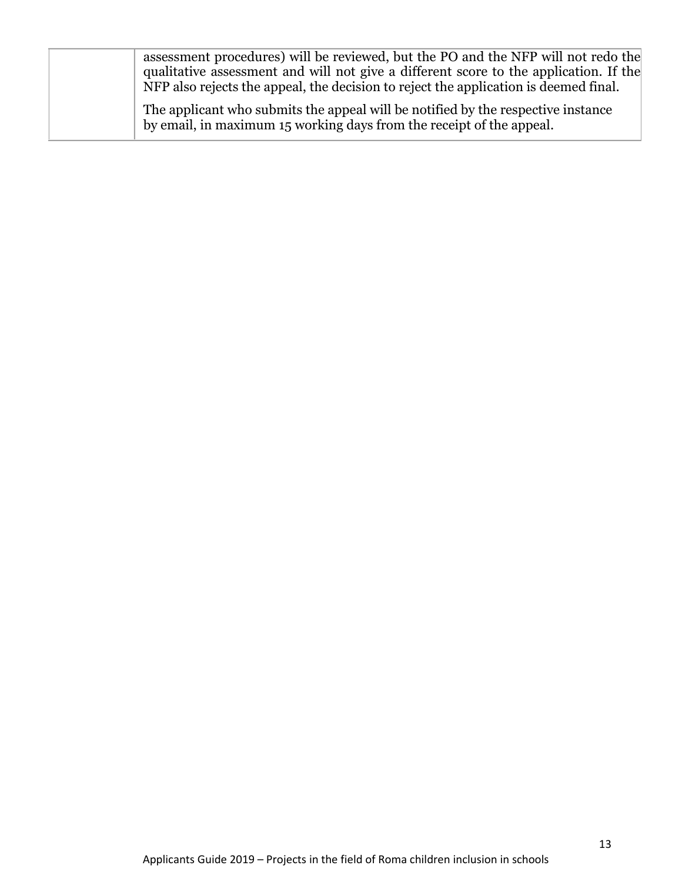| | |
|---|---|
| | assessment procedures) will be reviewed, but the PO and the NFP will not redo the qualitative assessment and will not give a different score to the application. If the NFP also rejects the appeal, the decision to reject the application is deemed final.<br><br>The applicant who submits the appeal will be notified by the respective instance by email, in maximum 15 working days from the receipt of the appeal. |